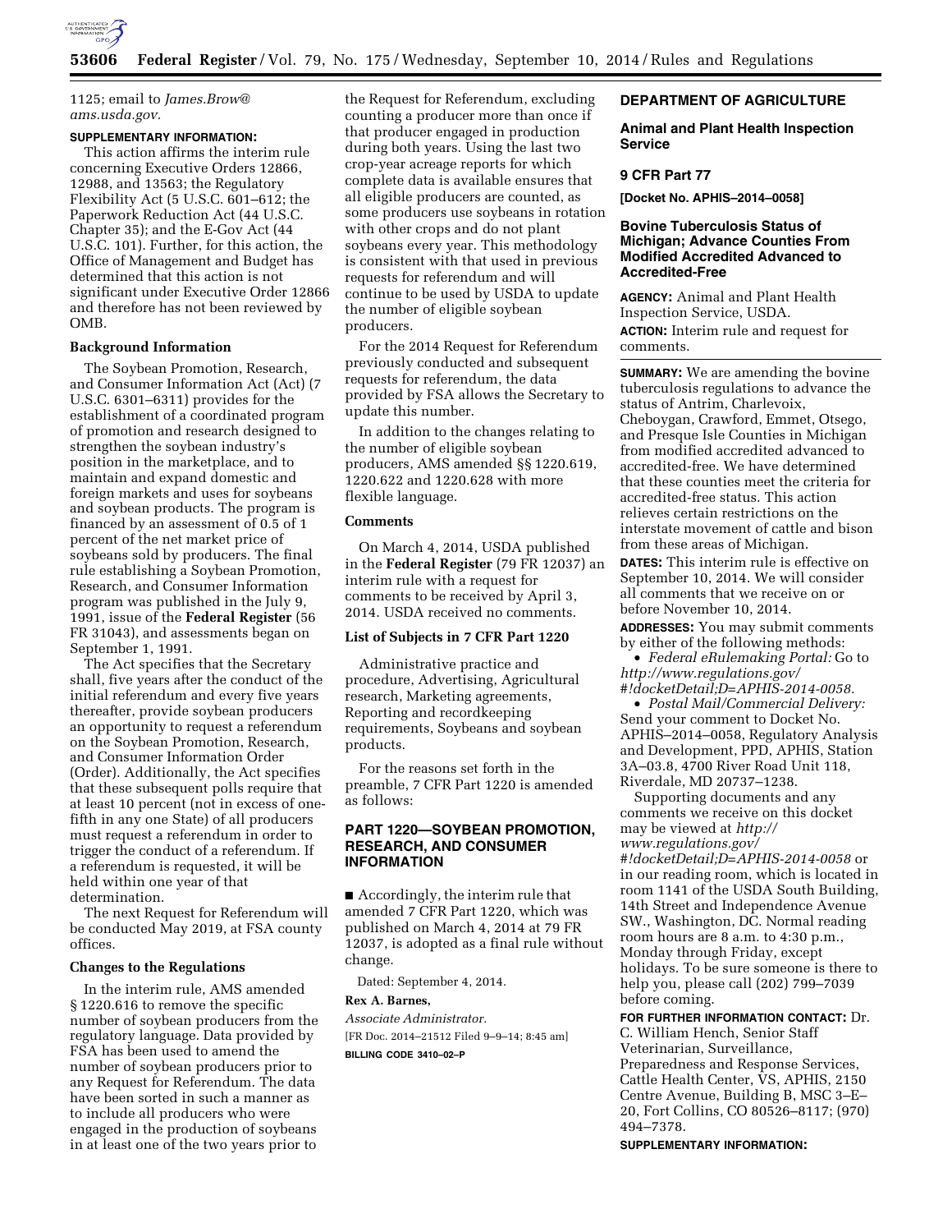1125; email to *James.Brow@ams.usda.gov.*

**SUPPLEMENTARY INFORMATION:**

This action affirms the interim rule concerning Executive Orders 12866, 12988, and 13563; the Regulatory Flexibility Act (5 U.S.C. 601–612; the Paperwork Reduction Act (44 U.S.C. Chapter 35); and the E-Gov Act (44 U.S.C. 101). Further, for this action, the Office of Management and Budget has determined that this action is not significant under Executive Order 12866 and therefore has not been reviewed by OMB.

### Background Information

The Soybean Promotion, Research, and Consumer Information Act (Act) (7 U.S.C. 6301–6311) provides for the establishment of a coordinated program of promotion and research designed to strengthen the soybean industry's position in the marketplace, and to maintain and expand domestic and foreign markets and uses for soybeans and soybean products. The program is financed by an assessment of 0.5 of 1 percent of the net market price of soybeans sold by producers. The final rule establishing a Soybean Promotion, Research, and Consumer Information program was published in the July 9, 1991, issue of the **Federal Register** (56 FR 31043), and assessments began on September 1, 1991.

The Act specifies that the Secretary shall, five years after the conduct of the initial referendum and every five years thereafter, provide soybean producers an opportunity to request a referendum on the Soybean Promotion, Research, and Consumer Information Order (Order). Additionally, the Act specifies that these subsequent polls require that at least 10 percent (not in excess of one-fifth in any one State) of all producers must request a referendum in order to trigger the conduct of a referendum. If a referendum is requested, it will be held within one year of that determination.

The next Request for Referendum will be conducted May 2019, at FSA county offices.

### Changes to the Regulations

In the interim rule, AMS amended § 1220.616 to remove the specific number of soybean producers from the regulatory language. Data provided by FSA has been used to amend the number of soybean producers prior to any Request for Referendum. The data have been sorted in such a manner as to include all producers who were engaged in the production of soybeans in at least one of the two years prior to the Request for Referendum, excluding counting a producer more than once if that producer engaged in production during both years. Using the last two crop-year acreage reports for which complete data is available ensures that all eligible producers are counted, as some producers use soybeans in rotation with other crops and do not plant soybeans every year. This methodology is consistent with that used in previous requests for referendum and will continue to be used by USDA to update the number of eligible soybean producers.

For the 2014 Request for Referendum previously conducted and subsequent requests for referendum, the data provided by FSA allows the Secretary to update this number.

In addition to the changes relating to the number of eligible soybean producers, AMS amended §§ 1220.619, 1220.622 and 1220.628 with more flexible language.

### Comments

On March 4, 2014, USDA published in the **Federal Register** (79 FR 12037) an interim rule with a request for comments to be received by April 3, 2014. USDA received no comments.

### List of Subjects in 7 CFR Part 1220

Administrative practice and procedure, Advertising, Agricultural research, Marketing agreements, Reporting and recordkeeping requirements, Soybeans and soybean products.

For the reasons set forth in the preamble, 7 CFR Part 1220 is amended as follows:

## PART 1220—SOYBEAN PROMOTION, RESEARCH, AND CONSUMER INFORMATION

■ Accordingly, the interim rule that amended 7 CFR Part 1220, which was published on March 4, 2014 at 79 FR 12037, is adopted as a final rule without change.

Dated: September 4, 2014.

**Rex A. Barnes,**

*Associate Administrator.*

[FR Doc. 2014–21512 Filed 9–9–14; 8:45 am]

**BILLING CODE 3410–02–P**

---

## DEPARTMENT OF AGRICULTURE

### Animal and Plant Health Inspection Service

### 9 CFR Part 77

**[Docket No. APHIS–2014–0058]**

### Bovine Tuberculosis Status of Michigan; Advance Counties From Modified Accredited Advanced to Accredited-Free

**AGENCY:** Animal and Plant Health Inspection Service, USDA.

**ACTION:** Interim rule and request for comments.

**SUMMARY:** We are amending the bovine tuberculosis regulations to advance the status of Antrim, Charlevoix, Cheboygan, Crawford, Emmet, Otsego, and Presque Isle Counties in Michigan from modified accredited advanced to accredited-free. We have determined that these counties meet the criteria for accredited-free status. This action relieves certain restrictions on the interstate movement of cattle and bison from these areas of Michigan.

**DATES:** This interim rule is effective on September 10, 2014. We will consider all comments that we receive on or before November 10, 2014.

**ADDRESSES:** You may submit comments by either of the following methods:

- *Federal eRulemaking Portal:* Go to *http://www.regulations.gov/#!docketDetail;D=APHIS-2014-0058.*
- *Postal Mail/Commercial Delivery:* Send your comment to Docket No. APHIS–2014–0058, Regulatory Analysis and Development, PPD, APHIS, Station 3A–03.8, 4700 River Road Unit 118, Riverdale, MD 20737–1238.

Supporting documents and any comments we receive on this docket may be viewed at *http://www.regulations.gov/#!docketDetail;D=APHIS-2014-0058* or in our reading room, which is located in room 1141 of the USDA South Building, 14th Street and Independence Avenue SW., Washington, DC. Normal reading room hours are 8 a.m. to 4:30 p.m., Monday through Friday, except holidays. To be sure someone is there to help you, please call (202) 799–7039 before coming.

**FOR FURTHER INFORMATION CONTACT:** Dr. C. William Hench, Senior Staff Veterinarian, Surveillance, Preparedness and Response Services, Cattle Health Center, VS, APHIS, 2150 Centre Avenue, Building B, MSC 3–E–20, Fort Collins, CO 80526–8117; (970) 494–7378.

**SUPPLEMENTARY INFORMATION:**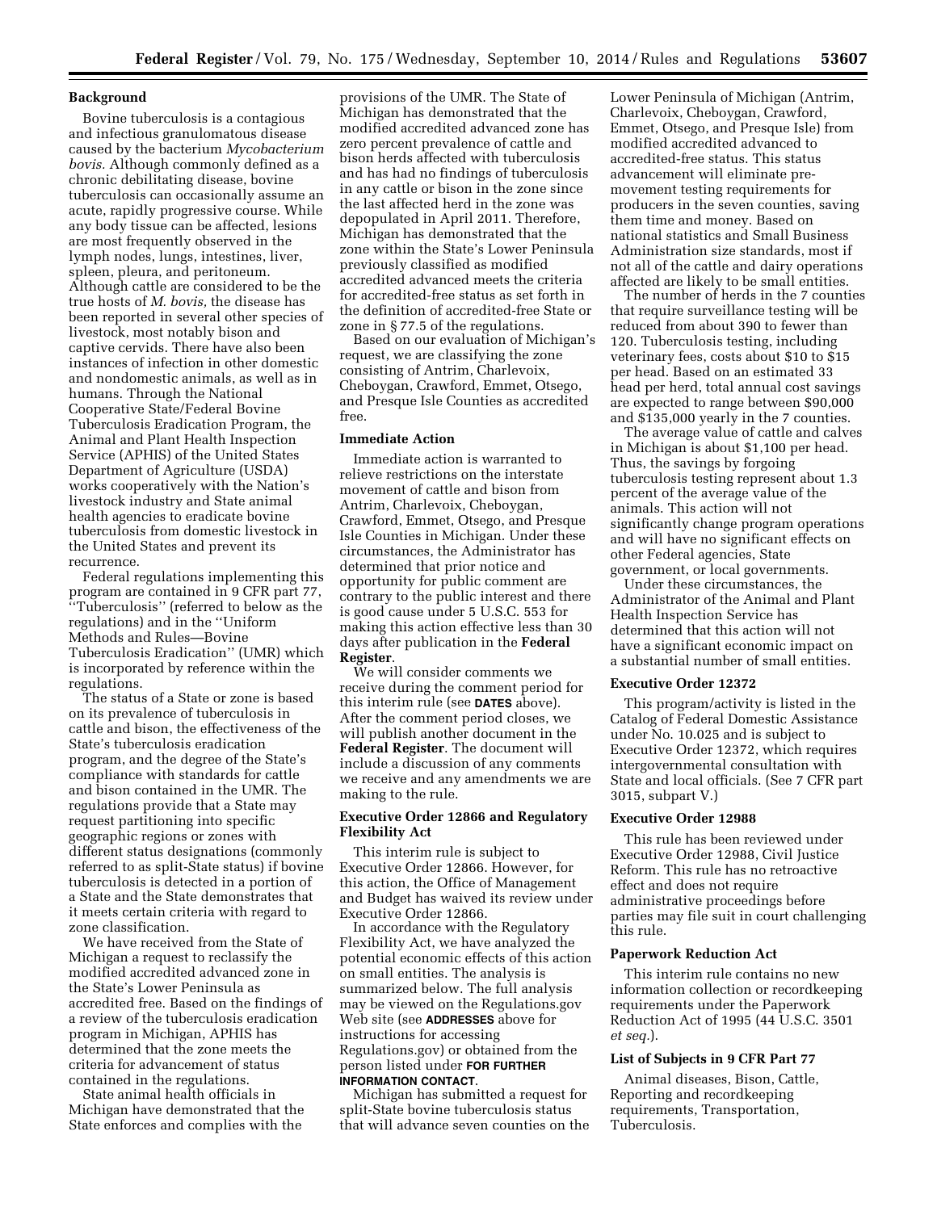### Background

Bovine tuberculosis is a contagious and infectious granulomatous disease caused by the bacterium *Mycobacterium bovis.* Although commonly defined as a chronic debilitating disease, bovine tuberculosis can occasionally assume an acute, rapidly progressive course. While any body tissue can be affected, lesions are most frequently observed in the lymph nodes, lungs, intestines, liver, spleen, pleura, and peritoneum. Although cattle are considered to be the true hosts of *M. bovis,* the disease has been reported in several other species of livestock, most notably bison and captive cervids. There have also been instances of infection in other domestic and nondomestic animals, as well as in humans. Through the National Cooperative State/Federal Bovine Tuberculosis Eradication Program, the Animal and Plant Health Inspection Service (APHIS) of the United States Department of Agriculture (USDA) works cooperatively with the Nation's livestock industry and State animal health agencies to eradicate bovine tuberculosis from domestic livestock in the United States and prevent its recurrence.

Federal regulations implementing this program are contained in 9 CFR part 77, "Tuberculosis" (referred to below as the regulations) and in the "Uniform Methods and Rules—Bovine Tuberculosis Eradication" (UMR) which is incorporated by reference within the regulations.

The status of a State or zone is based on its prevalence of tuberculosis in cattle and bison, the effectiveness of the State's tuberculosis eradication program, and the degree of the State's compliance with standards for cattle and bison contained in the UMR. The regulations provide that a State may request partitioning into specific geographic regions or zones with different status designations (commonly referred to as split-State status) if bovine tuberculosis is detected in a portion of a State and the State demonstrates that it meets certain criteria with regard to zone classification.

We have received from the State of Michigan a request to reclassify the modified accredited advanced zone in the State's Lower Peninsula as accredited free. Based on the findings of a review of the tuberculosis eradication program in Michigan, APHIS has determined that the zone meets the criteria for advancement of status contained in the regulations.

State animal health officials in Michigan have demonstrated that the State enforces and complies with the provisions of the UMR. The State of Michigan has demonstrated that the modified accredited advanced zone has zero percent prevalence of cattle and bison herds affected with tuberculosis and has had no findings of tuberculosis in any cattle or bison in the zone since the last affected herd in the zone was depopulated in April 2011. Therefore, Michigan has demonstrated that the zone within the State's Lower Peninsula previously classified as modified accredited advanced meets the criteria for accredited-free status as set forth in the definition of accredited-free State or zone in § 77.5 of the regulations.

Based on our evaluation of Michigan's request, we are classifying the zone consisting of Antrim, Charlevoix, Cheboygan, Crawford, Emmet, Otsego, and Presque Isle Counties as accredited free.

### Immediate Action

Immediate action is warranted to relieve restrictions on the interstate movement of cattle and bison from Antrim, Charlevoix, Cheboygan, Crawford, Emmet, Otsego, and Presque Isle Counties in Michigan. Under these circumstances, the Administrator has determined that prior notice and opportunity for public comment are contrary to the public interest and there is good cause under 5 U.S.C. 553 for making this action effective less than 30 days after publication in the **Federal Register**.

We will consider comments we receive during the comment period for this interim rule (see **DATES** above). After the comment period closes, we will publish another document in the **Federal Register**. The document will include a discussion of any comments we receive and any amendments we are making to the rule.

### Executive Order 12866 and Regulatory Flexibility Act

This interim rule is subject to Executive Order 12866. However, for this action, the Office of Management and Budget has waived its review under Executive Order 12866.

In accordance with the Regulatory Flexibility Act, we have analyzed the potential economic effects of this action on small entities. The analysis is summarized below. The full analysis may be viewed on the Regulations.gov Web site (see **ADDRESSES** above for instructions for accessing Regulations.gov) or obtained from the person listed under **FOR FURTHER INFORMATION CONTACT.**

Michigan has submitted a request for split-State bovine tuberculosis status that will advance seven counties on the Lower Peninsula of Michigan (Antrim, Charlevoix, Cheboygan, Crawford, Emmet, Otsego, and Presque Isle) from modified accredited advanced to accredited-free status. This status advancement will eliminate pre-movement testing requirements for producers in the seven counties, saving them time and money. Based on national statistics and Small Business Administration size standards, most if not all of the cattle and dairy operations affected are likely to be small entities.

The number of herds in the 7 counties that require surveillance testing will be reduced from about 390 to fewer than 120. Tuberculosis testing, including veterinary fees, costs about $10 to $15 per head. Based on an estimated 33 head per herd, total annual cost savings are expected to range between $90,000 and $135,000 yearly in the 7 counties.

The average value of cattle and calves in Michigan is about $1,100 per head. Thus, the savings by forgoing tuberculosis testing represent about 1.3 percent of the average value of the animals. This action will not significantly change program operations and will have no significant effects on other Federal agencies, State government, or local governments.

Under these circumstances, the Administrator of the Animal and Plant Health Inspection Service has determined that this action will not have a significant economic impact on a substantial number of small entities.

### Executive Order 12372

This program/activity is listed in the Catalog of Federal Domestic Assistance under No. 10.025 and is subject to Executive Order 12372, which requires intergovernmental consultation with State and local officials. (See 7 CFR part 3015, subpart V.)

### Executive Order 12988

This rule has been reviewed under Executive Order 12988, Civil Justice Reform. This rule has no retroactive effect and does not require administrative proceedings before parties may file suit in court challenging this rule.

### Paperwork Reduction Act

This interim rule contains no new information collection or recordkeeping requirements under the Paperwork Reduction Act of 1995 (44 U.S.C. 3501 *et seq.*).

### List of Subjects in 9 CFR Part 77

Animal diseases, Bison, Cattle, Reporting and recordkeeping requirements, Transportation, Tuberculosis.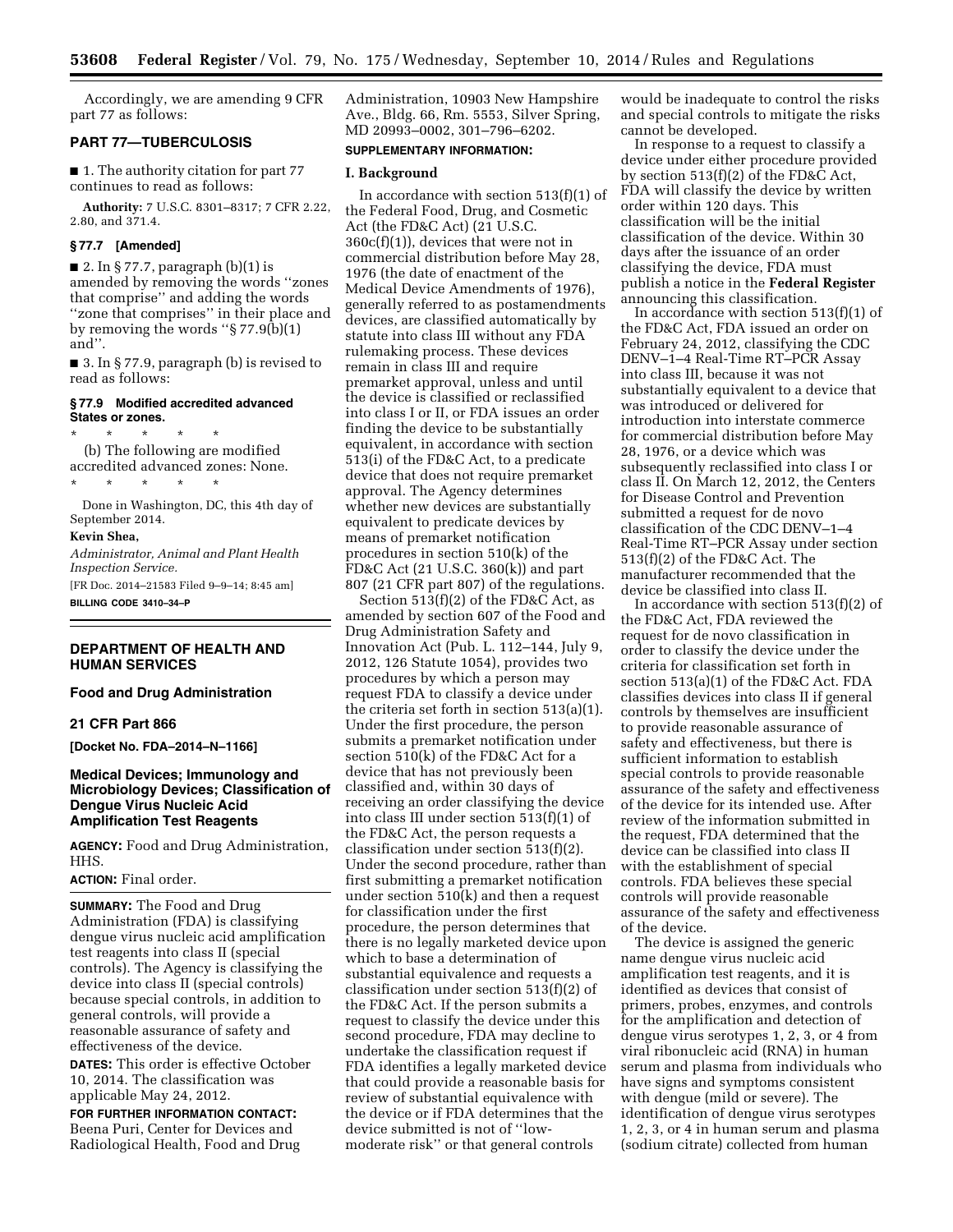Accordingly, we are amending 9 CFR part 77 as follows:

## PART 77—TUBERCULOSIS

■ 1. The authority citation for part 77 continues to read as follows:

**Authority:** 7 U.S.C. 8301–8317; 7 CFR 2.22, 2.80, and 371.4.

### § 77.7 [Amended]

■ 2. In § 77.7, paragraph (b)(1) is amended by removing the words ''zones that comprise'' and adding the words ''zone that comprises'' in their place and by removing the words ''§ 77.9(b)(1) and''.

■ 3. In § 77.9, paragraph (b) is revised to read as follows:

### § 77.9 Modified accredited advanced States or zones.

\* \* \* \* \*

(b) The following are modified accredited advanced zones: None.

\* \* \* \* \*

Done in Washington, DC, this 4th day of September 2014.

**Kevin Shea,**

*Administrator, Animal and Plant Health Inspection Service.*

[FR Doc. 2014–21583 Filed 9–9–14; 8:45 am]

**BILLING CODE 3410–34–P**

---

## DEPARTMENT OF HEALTH AND HUMAN SERVICES

### Food and Drug Administration

### 21 CFR Part 866

**[Docket No. FDA–2014–N–1166]**

### Medical Devices; Immunology and Microbiology Devices; Classification of Dengue Virus Nucleic Acid Amplification Test Reagents

**AGENCY:** Food and Drug Administration, HHS.

**ACTION:** Final order.

**SUMMARY:** The Food and Drug Administration (FDA) is classifying dengue virus nucleic acid amplification test reagents into class II (special controls). The Agency is classifying the device into class II (special controls) because special controls, in addition to general controls, will provide a reasonable assurance of safety and effectiveness of the device.

**DATES:** This order is effective October 10, 2014. The classification was applicable May 24, 2012.

**FOR FURTHER INFORMATION CONTACT:** Beena Puri, Center for Devices and Radiological Health, Food and Drug Administration, 10903 New Hampshire Ave., Bldg. 66, Rm. 5553, Silver Spring, MD 20993–0002, 301–796–6202.

**SUPPLEMENTARY INFORMATION:**

**I. Background**

In accordance with section 513(f)(1) of the Federal Food, Drug, and Cosmetic Act (the FD&C Act) (21 U.S.C. 360c(f)(1)), devices that were not in commercial distribution before May 28, 1976 (the date of enactment of the Medical Device Amendments of 1976), generally referred to as postamendments devices, are classified automatically by statute into class III without any FDA rulemaking process. These devices remain in class III and require premarket approval, unless and until the device is classified or reclassified into class I or II, or FDA issues an order finding the device to be substantially equivalent, in accordance with section 513(i) of the FD&C Act, to a predicate device that does not require premarket approval. The Agency determines whether new devices are substantially equivalent to predicate devices by means of premarket notification procedures in section 510(k) of the FD&C Act (21 U.S.C. 360(k)) and part 807 (21 CFR part 807) of the regulations.

Section 513(f)(2) of the FD&C Act, as amended by section 607 of the Food and Drug Administration Safety and Innovation Act (Pub. L. 112–144, July 9, 2012, 126 Statute 1054), provides two procedures by which a person may request FDA to classify a device under the criteria set forth in section 513(a)(1). Under the first procedure, the person submits a premarket notification under section 510(k) of the FD&C Act for a device that has not previously been classified and, within 30 days of receiving an order classifying the device into class III under section 513(f)(1) of the FD&C Act, the person requests a classification under section 513(f)(2). Under the second procedure, rather than first submitting a premarket notification under section 510(k) and then a request for classification under the first procedure, the person determines that there is no legally marketed device upon which to base a determination of substantial equivalence and requests a classification under section 513(f)(2) of the FD&C Act. If the person submits a request to classify the device under this second procedure, FDA may decline to undertake the classification request if FDA identifies a legally marketed device that could provide a reasonable basis for review of substantial equivalence with the device or if FDA determines that the device submitted is not of ''low-moderate risk'' or that general controls would be inadequate to control the risks and special controls to mitigate the risks cannot be developed.

In response to a request to classify a device under either procedure provided by section 513(f)(2) of the FD&C Act, FDA will classify the device by written order within 120 days. This classification will be the initial classification of the device. Within 30 days after the issuance of an order classifying the device, FDA must publish a notice in the **Federal Register** announcing this classification.

In accordance with section 513(f)(1) of the FD&C Act, FDA issued an order on February 24, 2012, classifying the CDC DENV–1–4 Real-Time RT–PCR Assay into class III, because it was not substantially equivalent to a device that was introduced or delivered for introduction into interstate commerce for commercial distribution before May 28, 1976, or a device which was subsequently reclassified into class I or class II. On March 12, 2012, the Centers for Disease Control and Prevention submitted a request for de novo classification of the CDC DENV–1–4 Real-Time RT–PCR Assay under section 513(f)(2) of the FD&C Act. The manufacturer recommended that the device be classified into class II.

In accordance with section 513(f)(2) of the FD&C Act, FDA reviewed the request for de novo classification in order to classify the device under the criteria for classification set forth in section 513(a)(1) of the FD&C Act. FDA classifies devices into class II if general controls by themselves are insufficient to provide reasonable assurance of safety and effectiveness, but there is sufficient information to establish special controls to provide reasonable assurance of the safety and effectiveness of the device for its intended use. After review of the information submitted in the request, FDA determined that the device can be classified into class II with the establishment of special controls. FDA believes these special controls will provide reasonable assurance of the safety and effectiveness of the device.

The device is assigned the generic name dengue virus nucleic acid amplification test reagents, and it is identified as devices that consist of primers, probes, enzymes, and controls for the amplification and detection of dengue virus serotypes 1, 2, 3, or 4 from viral ribonucleic acid (RNA) in human serum and plasma from individuals who have signs and symptoms consistent with dengue (mild or severe). The identification of dengue virus serotypes 1, 2, 3, or 4 in human serum and plasma (sodium citrate) collected from human